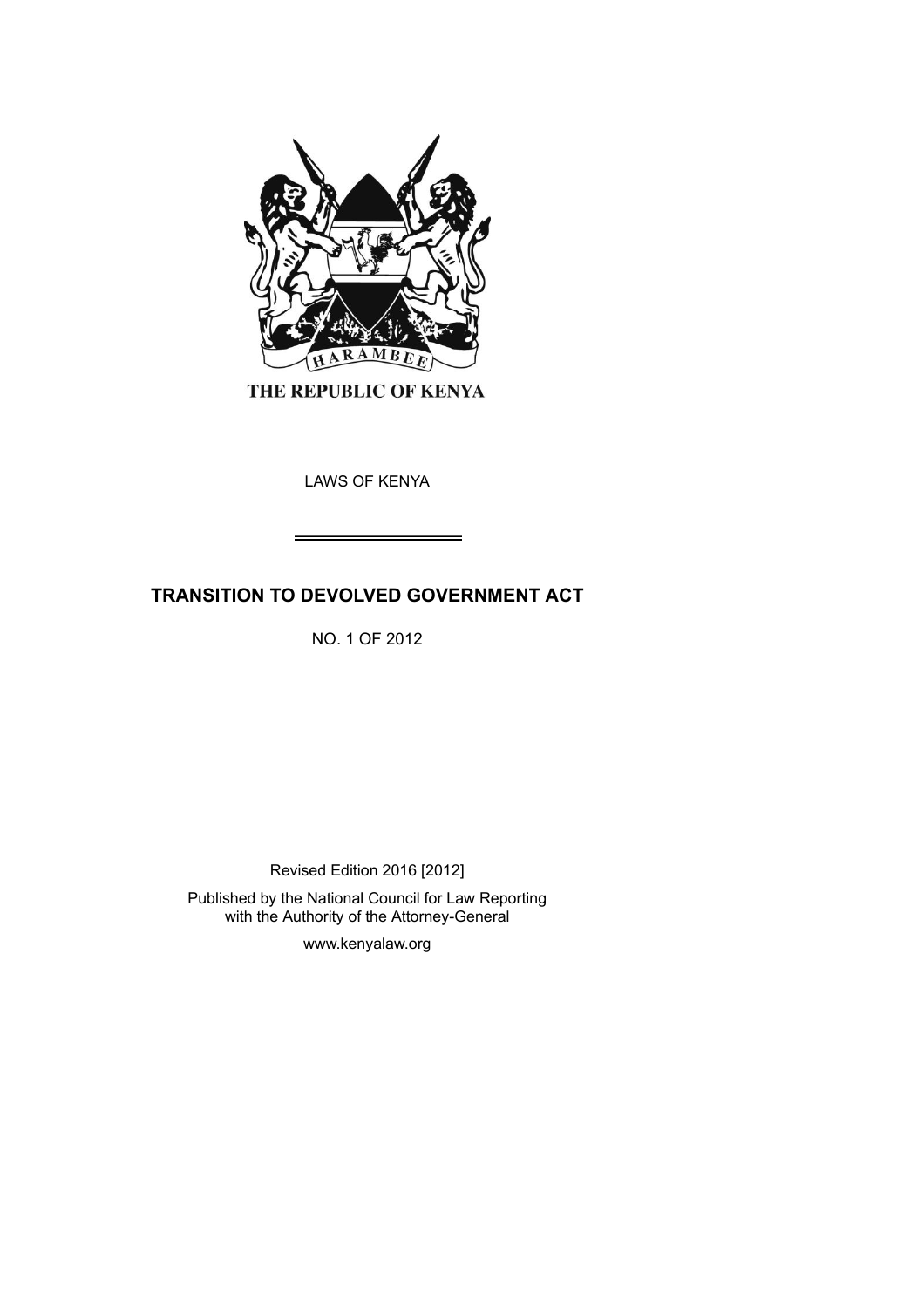THE REPUBLIC OF KENYA

LAWS OF KENYA

# TRANSITION TO DEVOLVED GOVERNMENT ACT

NO. 1 OF 2012

Revised Edition 2016 [2012]

Published by the National Council for Law Reporting with the Authority of the Attorney-General

www.kenyalaw.org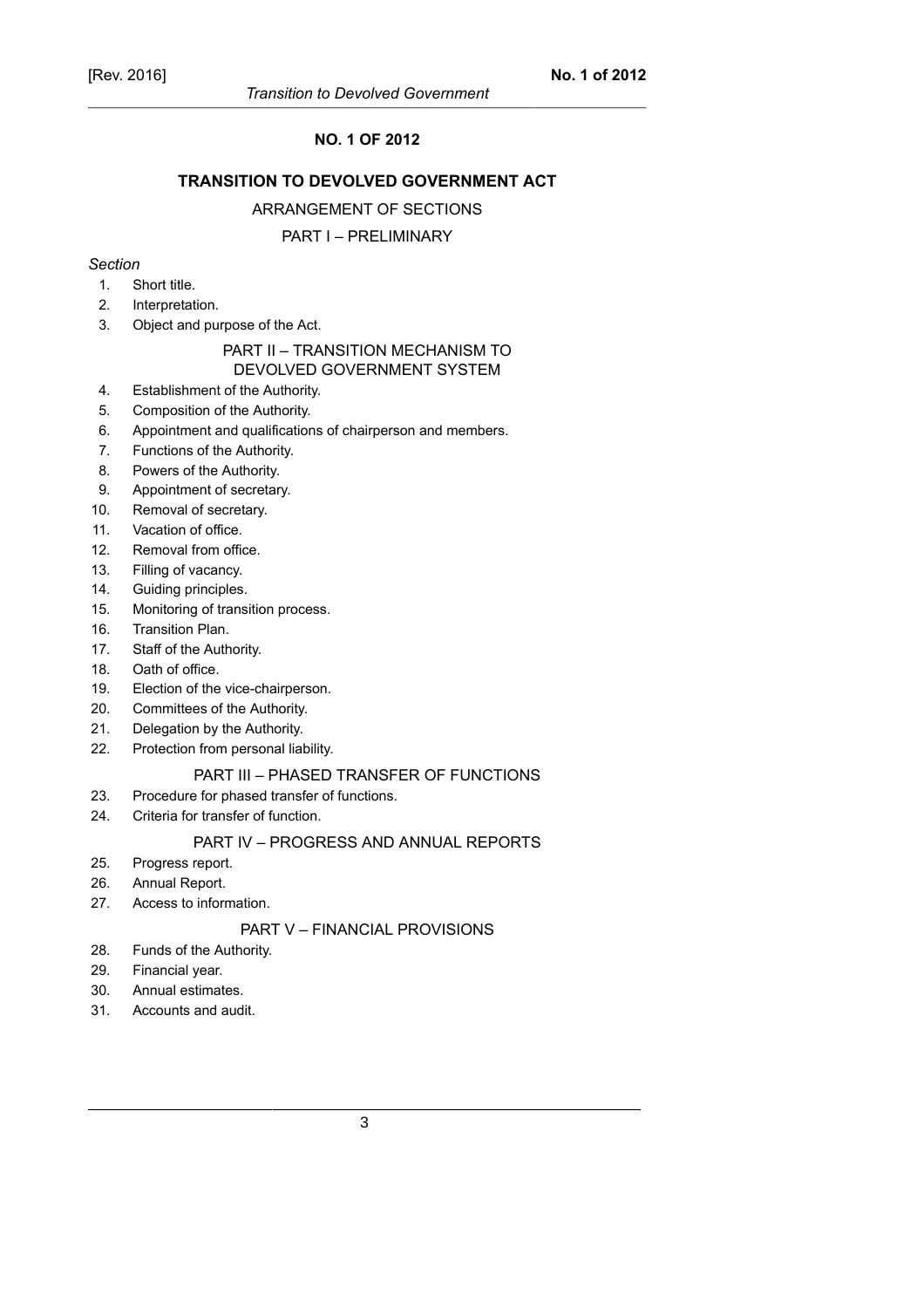# NO. 1 OF 2012

## TRANSITION TO DEVOLVED GOVERNMENT ACT

ARRANGEMENT OF SECTIONS

### PART I – PRELIMINARY

*Section*

1. Short title.
2. Interpretation.
3. Object and purpose of the Act.

### PART II – TRANSITION MECHANISM TO DEVOLVED GOVERNMENT SYSTEM

4. Establishment of the Authority.
5. Composition of the Authority.
6. Appointment and qualifications of chairperson and members.
7. Functions of the Authority.
8. Powers of the Authority.
9. Appointment of secretary.
10. Removal of secretary.
11. Vacation of office.
12. Removal from office.
13. Filling of vacancy.
14. Guiding principles.
15. Monitoring of transition process.
16. Transition Plan.
17. Staff of the Authority.
18. Oath of office.
19. Election of the vice-chairperson.
20. Committees of the Authority.
21. Delegation by the Authority.
22. Protection from personal liability.

### PART III – PHASED TRANSFER OF FUNCTIONS

23. Procedure for phased transfer of functions.
24. Criteria for transfer of function.

### PART IV – PROGRESS AND ANNUAL REPORTS

25. Progress report.
26. Annual Report.
27. Access to information.

### PART V – FINANCIAL PROVISIONS

28. Funds of the Authority.
29. Financial year.
30. Annual estimates.
31. Accounts and audit.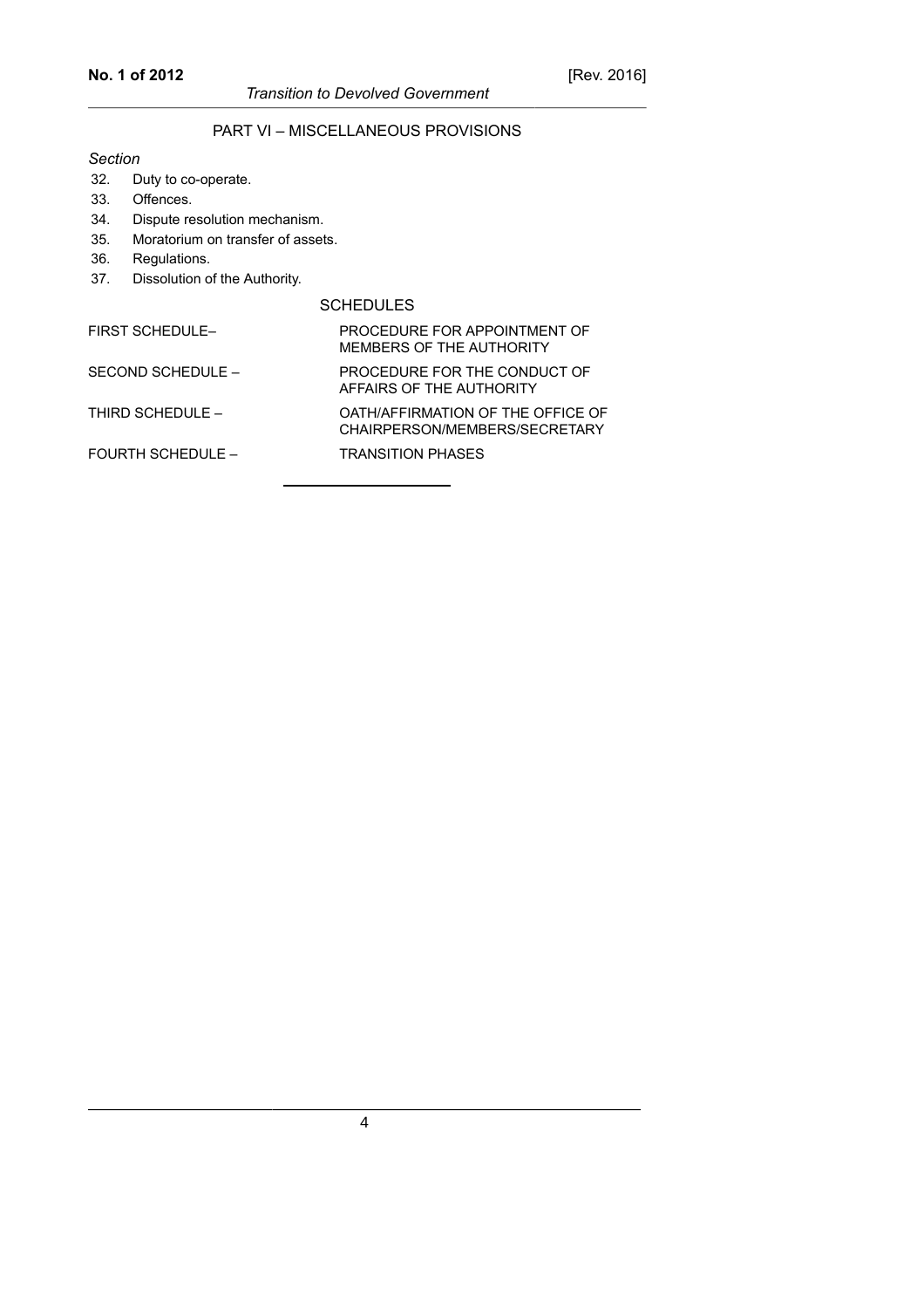## PART VI – MISCELLANEOUS PROVISIONS

*Section*

32. Duty to co-operate.
33. Offences.
34. Dispute resolution mechanism.
35. Moratorium on transfer of assets.
36. Regulations.
37. Dissolution of the Authority.

### SCHEDULES

| | |
|---|---|
| FIRST SCHEDULE– | PROCEDURE FOR APPOINTMENT OF MEMBERS OF THE AUTHORITY |
| SECOND SCHEDULE – | PROCEDURE FOR THE CONDUCT OF AFFAIRS OF THE AUTHORITY |
| THIRD SCHEDULE – | OATH/AFFIRMATION OF THE OFFICE OF CHAIRPERSON/MEMBERS/SECRETARY |
| FOURTH SCHEDULE – | TRANSITION PHASES |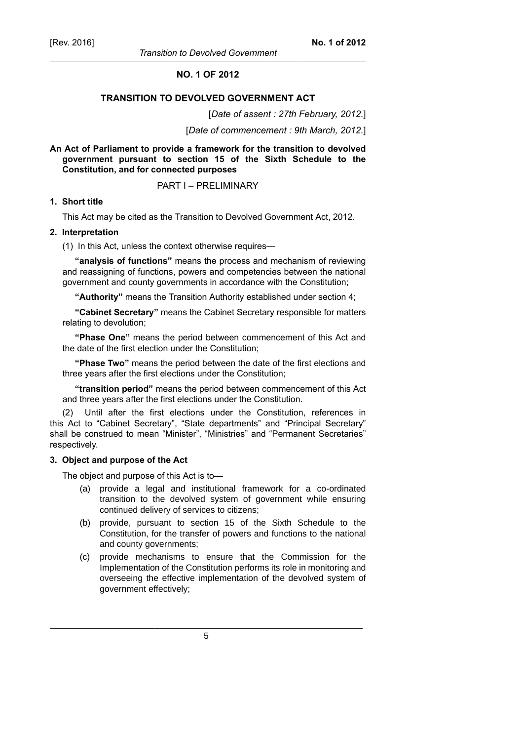# NO. 1 OF 2012

## TRANSITION TO DEVOLVED GOVERNMENT ACT

[*Date of assent : 27th February, 2012.*]

[*Date of commencement : 9th March, 2012.*]

**An Act of Parliament to provide a framework for the transition to devolved government pursuant to section 15 of the Sixth Schedule to the Constitution, and for connected purposes**

PART I – PRELIMINARY

### 1. Short title

This Act may be cited as the Transition to Devolved Government Act, 2012.

### 2. Interpretation

(1) In this Act, unless the context otherwise requires—

**"analysis of functions"** means the process and mechanism of reviewing and reassigning of functions, powers and competencies between the national government and county governments in accordance with the Constitution;

**"Authority"** means the Transition Authority established under section 4;

**"Cabinet Secretary"** means the Cabinet Secretary responsible for matters relating to devolution;

**"Phase One"** means the period between commencement of this Act and the date of the first election under the Constitution;

**"Phase Two"** means the period between the date of the first elections and three years after the first elections under the Constitution;

**"transition period"** means the period between commencement of this Act and three years after the first elections under the Constitution.

(2) Until after the first elections under the Constitution, references in this Act to "Cabinet Secretary", "State departments" and "Principal Secretary" shall be construed to mean "Minister", "Ministries" and "Permanent Secretaries" respectively.

### 3. Object and purpose of the Act

The object and purpose of this Act is to—

(a) provide a legal and institutional framework for a co-ordinated transition to the devolved system of government while ensuring continued delivery of services to citizens;

(b) provide, pursuant to section 15 of the Sixth Schedule to the Constitution, for the transfer of powers and functions to the national and county governments;

(c) provide mechanisms to ensure that the Commission for the Implementation of the Constitution performs its role in monitoring and overseeing the effective implementation of the devolved system of government effectively;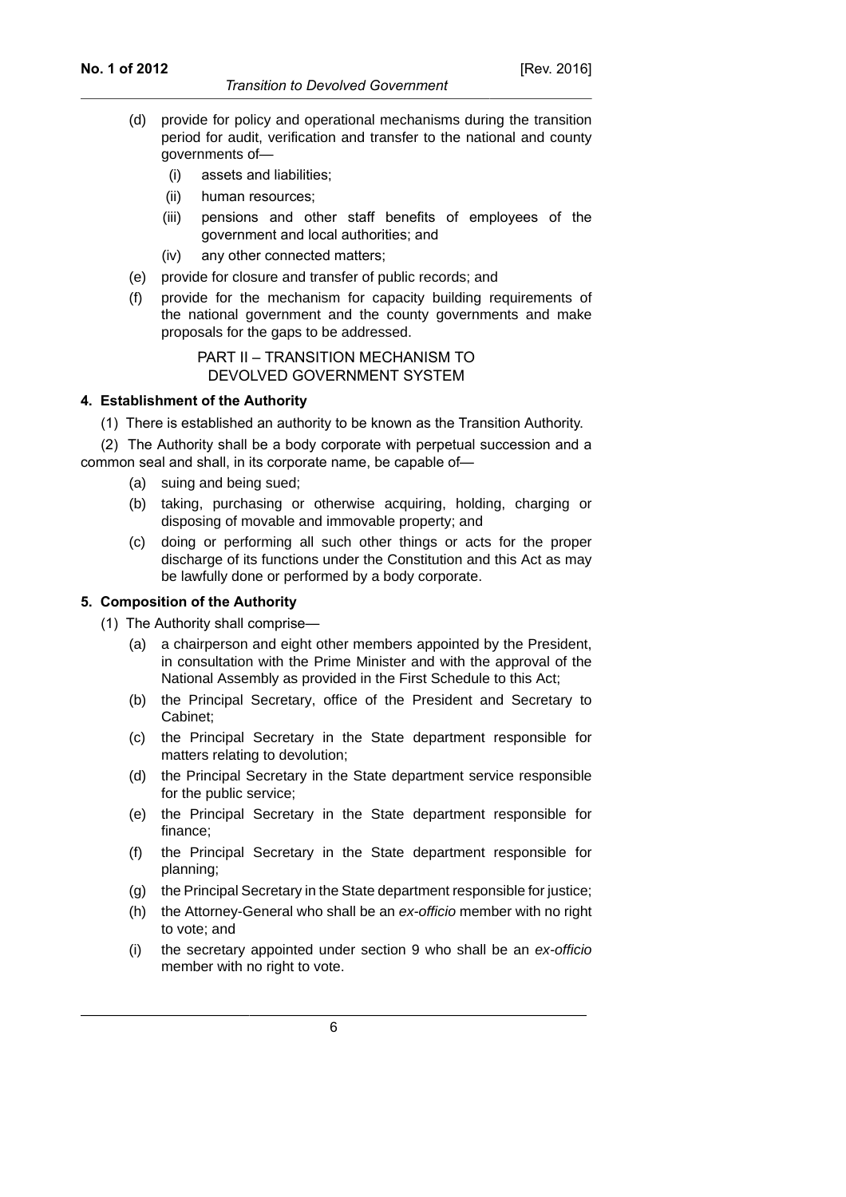(d) provide for policy and operational mechanisms during the transition period for audit, verification and transfer to the national and county governments of—

   (i) assets and liabilities;

   (ii) human resources;

   (iii) pensions and other staff benefits of employees of the government and local authorities; and

   (iv) any other connected matters;

(e) provide for closure and transfer of public records; and

(f) provide for the mechanism for capacity building requirements of the national government and the county governments and make proposals for the gaps to be addressed.

## PART II – TRANSITION MECHANISM TO DEVOLVED GOVERNMENT SYSTEM

### 4. Establishment of the Authority

(1) There is established an authority to be known as the Transition Authority.

(2) The Authority shall be a body corporate with perpetual succession and a common seal and shall, in its corporate name, be capable of—

(a) suing and being sued;

(b) taking, purchasing or otherwise acquiring, holding, charging or disposing of movable and immovable property; and

(c) doing or performing all such other things or acts for the proper discharge of its functions under the Constitution and this Act as may be lawfully done or performed by a body corporate.

### 5. Composition of the Authority

(1) The Authority shall comprise—

(a) a chairperson and eight other members appointed by the President, in consultation with the Prime Minister and with the approval of the National Assembly as provided in the First Schedule to this Act;

(b) the Principal Secretary, office of the President and Secretary to Cabinet;

(c) the Principal Secretary in the State department responsible for matters relating to devolution;

(d) the Principal Secretary in the State department service responsible for the public service;

(e) the Principal Secretary in the State department responsible for finance;

(f) the Principal Secretary in the State department responsible for planning;

(g) the Principal Secretary in the State department responsible for justice;

(h) the Attorney-General who shall be an *ex-officio* member with no right to vote; and

(i) the secretary appointed under section 9 who shall be an *ex-officio* member with no right to vote.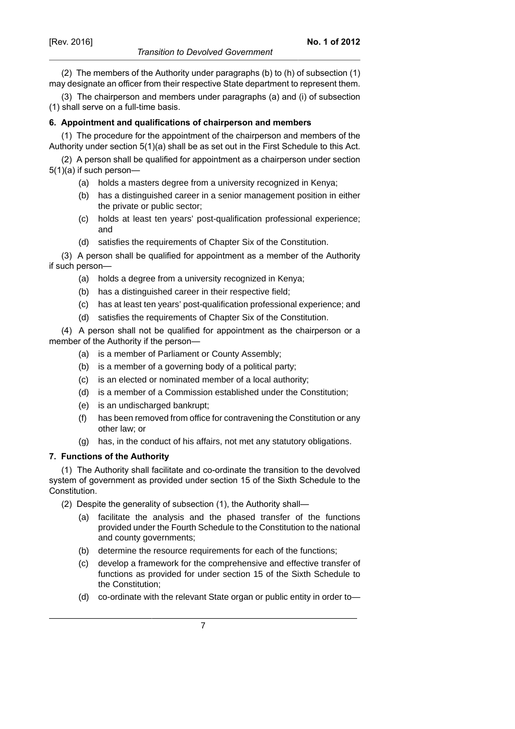(2) The members of the Authority under paragraphs (b) to (h) of subsection (1) may designate an officer from their respective State department to represent them.

(3) The chairperson and members under paragraphs (a) and (i) of subsection (1) shall serve on a full-time basis.

**6. Appointment and qualifications of chairperson and members**

(1) The procedure for the appointment of the chairperson and members of the Authority under section 5(1)(a) shall be as set out in the First Schedule to this Act.

(2) A person shall be qualified for appointment as a chairperson under section 5(1)(a) if such person—

- (a) holds a masters degree from a university recognized in Kenya;
- (b) has a distinguished career in a senior management position in either the private or public sector;
- (c) holds at least ten years' post-qualification professional experience; and
- (d) satisfies the requirements of Chapter Six of the Constitution.

(3) A person shall be qualified for appointment as a member of the Authority if such person—

- (a) holds a degree from a university recognized in Kenya;
- (b) has a distinguished career in their respective field;
- (c) has at least ten years' post-qualification professional experience; and
- (d) satisfies the requirements of Chapter Six of the Constitution.

(4) A person shall not be qualified for appointment as the chairperson or a member of the Authority if the person—

- (a) is a member of Parliament or County Assembly;
- (b) is a member of a governing body of a political party;
- (c) is an elected or nominated member of a local authority;
- (d) is a member of a Commission established under the Constitution;
- (e) is an undischarged bankrupt;
- (f) has been removed from office for contravening the Constitution or any other law; or
- (g) has, in the conduct of his affairs, not met any statutory obligations.

**7. Functions of the Authority**

(1) The Authority shall facilitate and co-ordinate the transition to the devolved system of government as provided under section 15 of the Sixth Schedule to the Constitution.

(2) Despite the generality of subsection (1), the Authority shall—

- (a) facilitate the analysis and the phased transfer of the functions provided under the Fourth Schedule to the Constitution to the national and county governments;
- (b) determine the resource requirements for each of the functions;
- (c) develop a framework for the comprehensive and effective transfer of functions as provided for under section 15 of the Sixth Schedule to the Constitution;
- (d) co-ordinate with the relevant State organ or public entity in order to—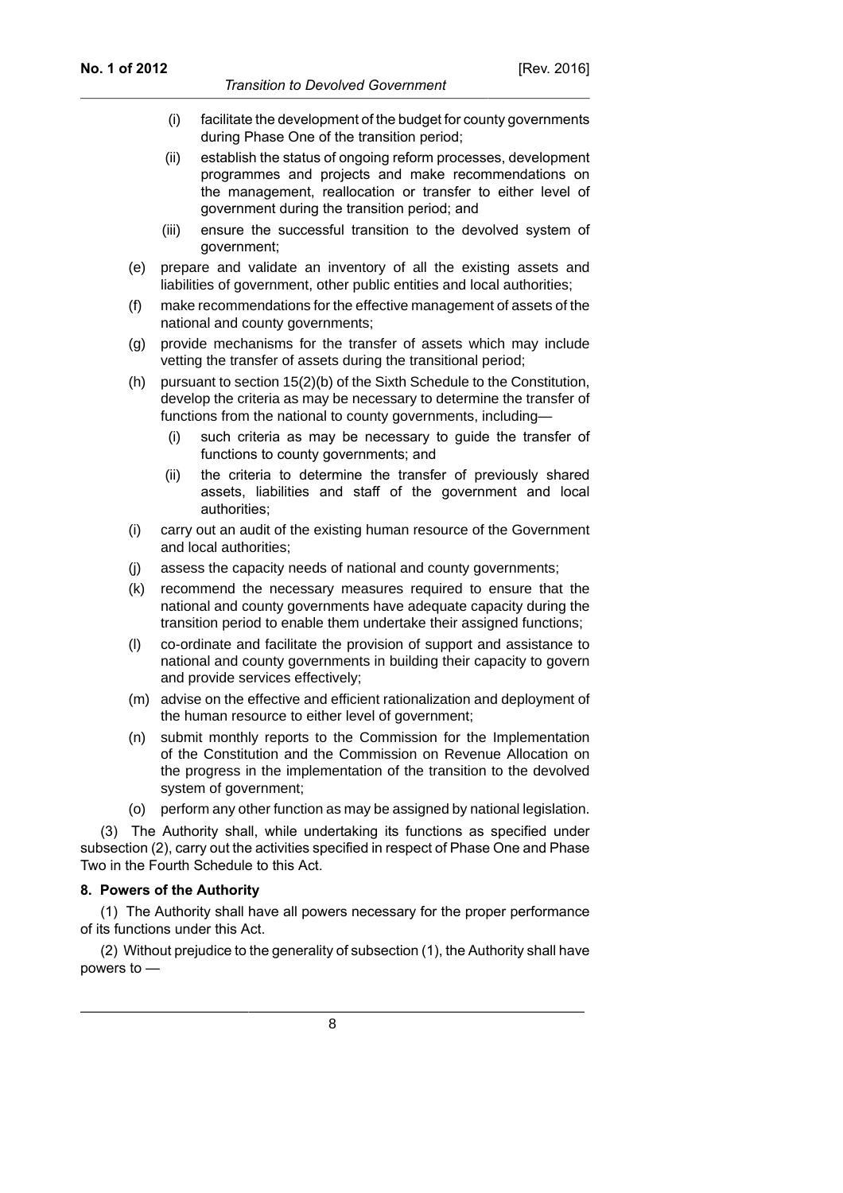(i) facilitate the development of the budget for county governments during Phase One of the transition period;

(ii) establish the status of ongoing reform processes, development programmes and projects and make recommendations on the management, reallocation or transfer to either level of government during the transition period; and

(iii) ensure the successful transition to the devolved system of government;

(e) prepare and validate an inventory of all the existing assets and liabilities of government, other public entities and local authorities;

(f) make recommendations for the effective management of assets of the national and county governments;

(g) provide mechanisms for the transfer of assets which may include vetting the transfer of assets during the transitional period;

(h) pursuant to section 15(2)(b) of the Sixth Schedule to the Constitution, develop the criteria as may be necessary to determine the transfer of functions from the national to county governments, including—

(i) such criteria as may be necessary to guide the transfer of functions to county governments; and

(ii) the criteria to determine the transfer of previously shared assets, liabilities and staff of the government and local authorities;

(i) carry out an audit of the existing human resource of the Government and local authorities;

(j) assess the capacity needs of national and county governments;

(k) recommend the necessary measures required to ensure that the national and county governments have adequate capacity during the transition period to enable them undertake their assigned functions;

(l) co-ordinate and facilitate the provision of support and assistance to national and county governments in building their capacity to govern and provide services effectively;

(m) advise on the effective and efficient rationalization and deployment of the human resource to either level of government;

(n) submit monthly reports to the Commission for the Implementation of the Constitution and the Commission on Revenue Allocation on the progress in the implementation of the transition to the devolved system of government;

(o) perform any other function as may be assigned by national legislation.

(3) The Authority shall, while undertaking its functions as specified under subsection (2), carry out the activities specified in respect of Phase One and Phase Two in the Fourth Schedule to this Act.

**8. Powers of the Authority**

(1) The Authority shall have all powers necessary for the proper performance of its functions under this Act.

(2) Without prejudice to the generality of subsection (1), the Authority shall have powers to —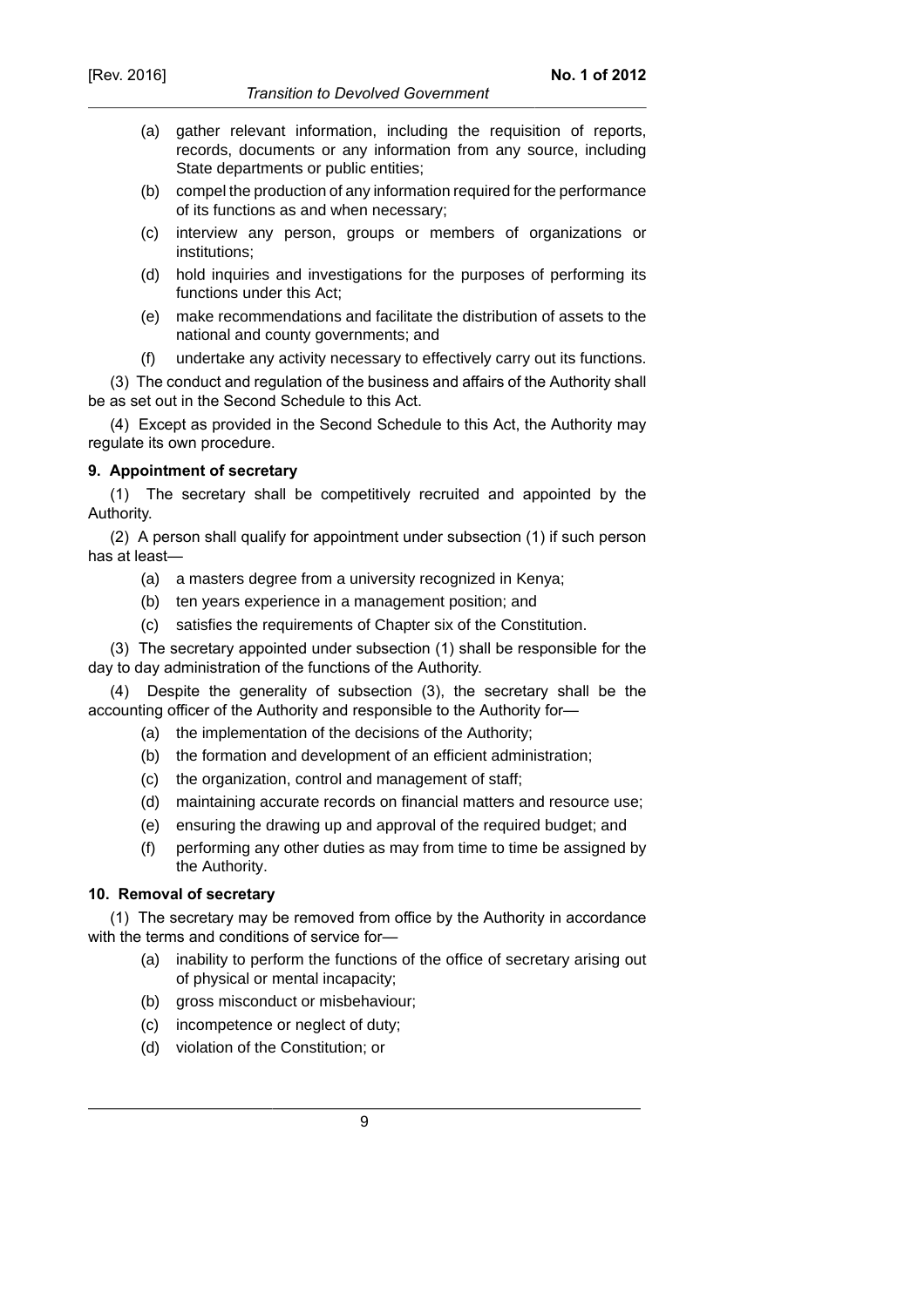(a) gather relevant information, including the requisition of reports, records, documents or any information from any source, including State departments or public entities;

(b) compel the production of any information required for the performance of its functions as and when necessary;

(c) interview any person, groups or members of organizations or institutions;

(d) hold inquiries and investigations for the purposes of performing its functions under this Act;

(e) make recommendations and facilitate the distribution of assets to the national and county governments; and

(f) undertake any activity necessary to effectively carry out its functions.

(3) The conduct and regulation of the business and affairs of the Authority shall be as set out in the Second Schedule to this Act.

(4) Except as provided in the Second Schedule to this Act, the Authority may regulate its own procedure.

**9. Appointment of secretary**

(1) The secretary shall be competitively recruited and appointed by the Authority.

(2) A person shall qualify for appointment under subsection (1) if such person has at least—

(a) a masters degree from a university recognized in Kenya;

(b) ten years experience in a management position; and

(c) satisfies the requirements of Chapter six of the Constitution.

(3) The secretary appointed under subsection (1) shall be responsible for the day to day administration of the functions of the Authority.

(4) Despite the generality of subsection (3), the secretary shall be the accounting officer of the Authority and responsible to the Authority for—

(a) the implementation of the decisions of the Authority;

(b) the formation and development of an efficient administration;

(c) the organization, control and management of staff;

(d) maintaining accurate records on financial matters and resource use;

(e) ensuring the drawing up and approval of the required budget; and

(f) performing any other duties as may from time to time be assigned by the Authority.

**10. Removal of secretary**

(1) The secretary may be removed from office by the Authority in accordance with the terms and conditions of service for—

(a) inability to perform the functions of the office of secretary arising out of physical or mental incapacity;

(b) gross misconduct or misbehaviour;

(c) incompetence or neglect of duty;

(d) violation of the Constitution; or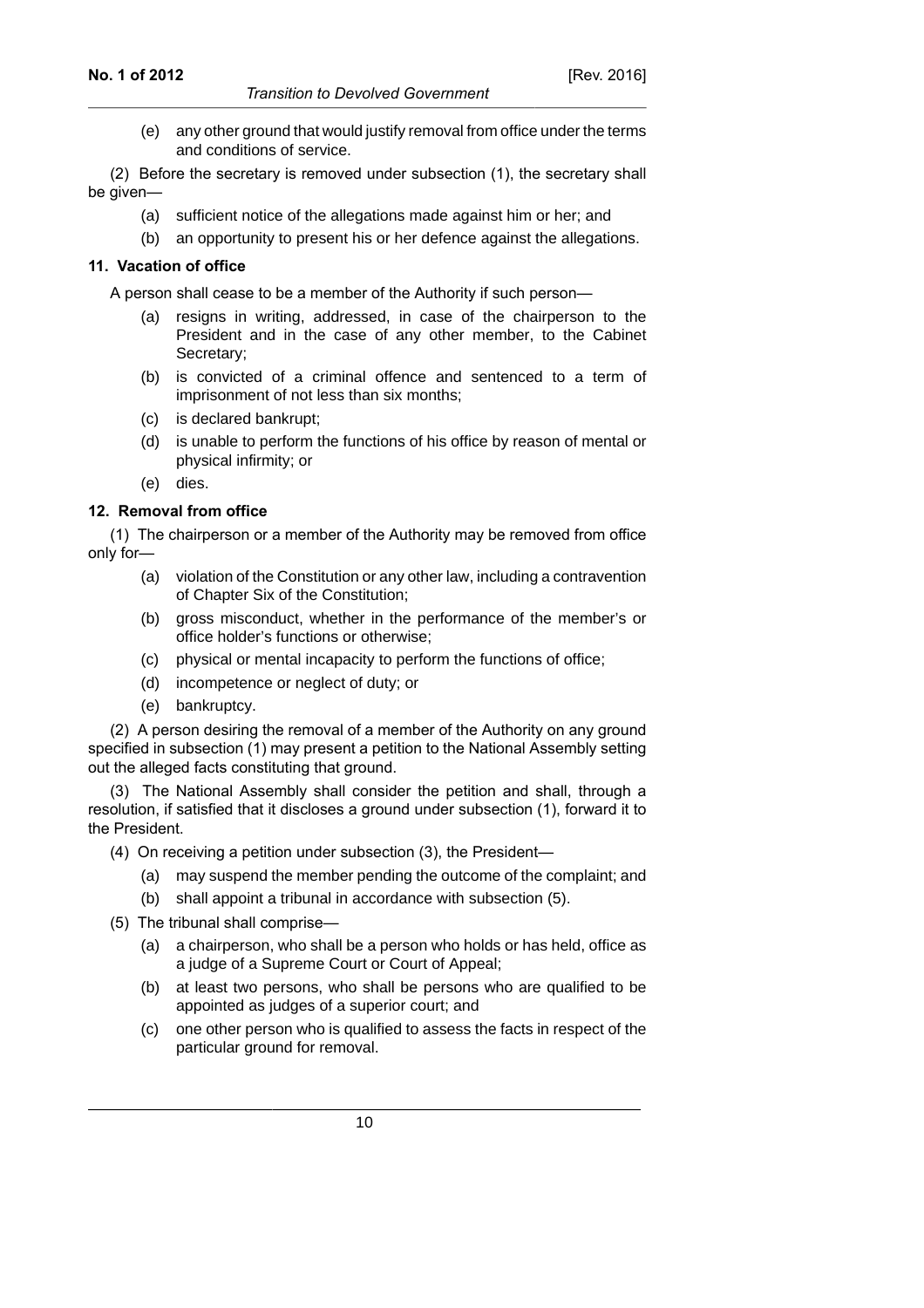(e) any other ground that would justify removal from office under the terms and conditions of service.

(2) Before the secretary is removed under subsection (1), the secretary shall be given—

(a) sufficient notice of the allegations made against him or her; and

(b) an opportunity to present his or her defence against the allegations.

**11. Vacation of office**

A person shall cease to be a member of the Authority if such person—

(a) resigns in writing, addressed, in case of the chairperson to the President and in the case of any other member, to the Cabinet Secretary;

(b) is convicted of a criminal offence and sentenced to a term of imprisonment of not less than six months;

(c) is declared bankrupt;

(d) is unable to perform the functions of his office by reason of mental or physical infirmity; or

(e) dies.

**12. Removal from office**

(1) The chairperson or a member of the Authority may be removed from office only for—

(a) violation of the Constitution or any other law, including a contravention of Chapter Six of the Constitution;

(b) gross misconduct, whether in the performance of the member's or office holder's functions or otherwise;

(c) physical or mental incapacity to perform the functions of office;

(d) incompetence or neglect of duty; or

(e) bankruptcy.

(2) A person desiring the removal of a member of the Authority on any ground specified in subsection (1) may present a petition to the National Assembly setting out the alleged facts constituting that ground.

(3) The National Assembly shall consider the petition and shall, through a resolution, if satisfied that it discloses a ground under subsection (1), forward it to the President.

(4) On receiving a petition under subsection (3), the President—

(a) may suspend the member pending the outcome of the complaint; and

(b) shall appoint a tribunal in accordance with subsection (5).

(5) The tribunal shall comprise—

(a) a chairperson, who shall be a person who holds or has held, office as a judge of a Supreme Court or Court of Appeal;

(b) at least two persons, who shall be persons who are qualified to be appointed as judges of a superior court; and

(c) one other person who is qualified to assess the facts in respect of the particular ground for removal.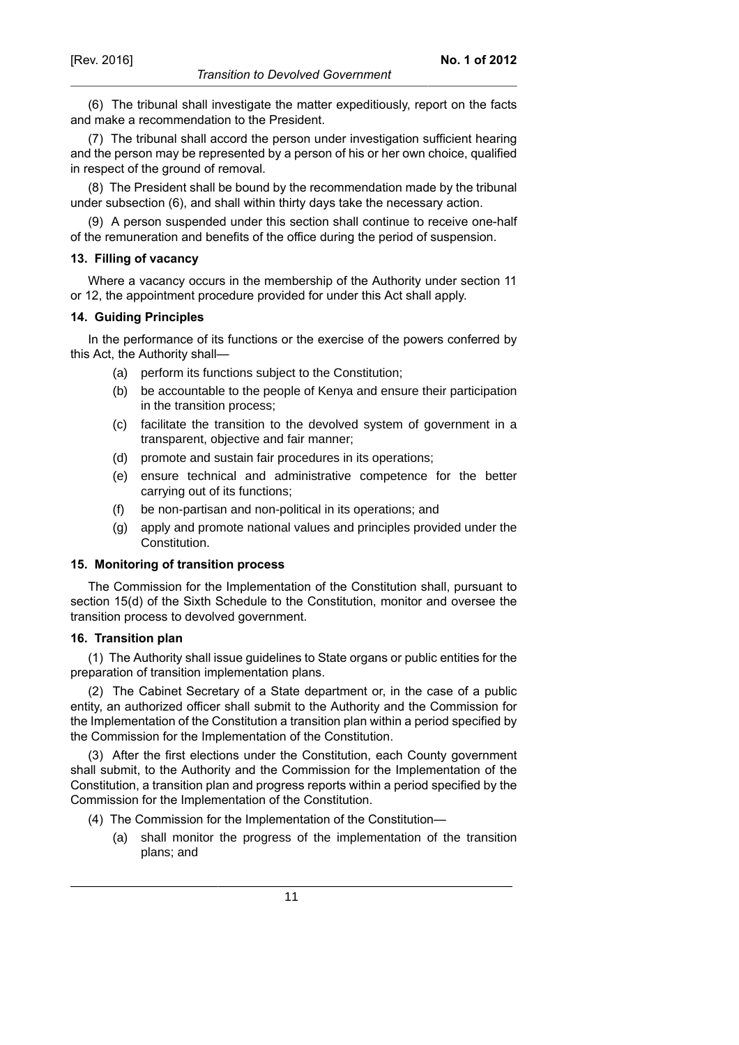(6) The tribunal shall investigate the matter expeditiously, report on the facts and make a recommendation to the President.

(7) The tribunal shall accord the person under investigation sufficient hearing and the person may be represented by a person of his or her own choice, qualified in respect of the ground of removal.

(8) The President shall be bound by the recommendation made by the tribunal under subsection (6), and shall within thirty days take the necessary action.

(9) A person suspended under this section shall continue to receive one-half of the remuneration and benefits of the office during the period of suspension.

### 13. Filling of vacancy

Where a vacancy occurs in the membership of the Authority under section 11 or 12, the appointment procedure provided for under this Act shall apply.

### 14. Guiding Principles

In the performance of its functions or the exercise of the powers conferred by this Act, the Authority shall—

- (a) perform its functions subject to the Constitution;
- (b) be accountable to the people of Kenya and ensure their participation in the transition process;
- (c) facilitate the transition to the devolved system of government in a transparent, objective and fair manner;
- (d) promote and sustain fair procedures in its operations;
- (e) ensure technical and administrative competence for the better carrying out of its functions;
- (f) be non-partisan and non-political in its operations; and
- (g) apply and promote national values and principles provided under the Constitution.

### 15. Monitoring of transition process

The Commission for the Implementation of the Constitution shall, pursuant to section 15(d) of the Sixth Schedule to the Constitution, monitor and oversee the transition process to devolved government.

### 16. Transition plan

(1) The Authority shall issue guidelines to State organs or public entities for the preparation of transition implementation plans.

(2) The Cabinet Secretary of a State department or, in the case of a public entity, an authorized officer shall submit to the Authority and the Commission for the Implementation of the Constitution a transition plan within a period specified by the Commission for the Implementation of the Constitution.

(3) After the first elections under the Constitution, each County government shall submit, to the Authority and the Commission for the Implementation of the Constitution, a transition plan and progress reports within a period specified by the Commission for the Implementation of the Constitution.

(4) The Commission for the Implementation of the Constitution—

- (a) shall monitor the progress of the implementation of the transition plans; and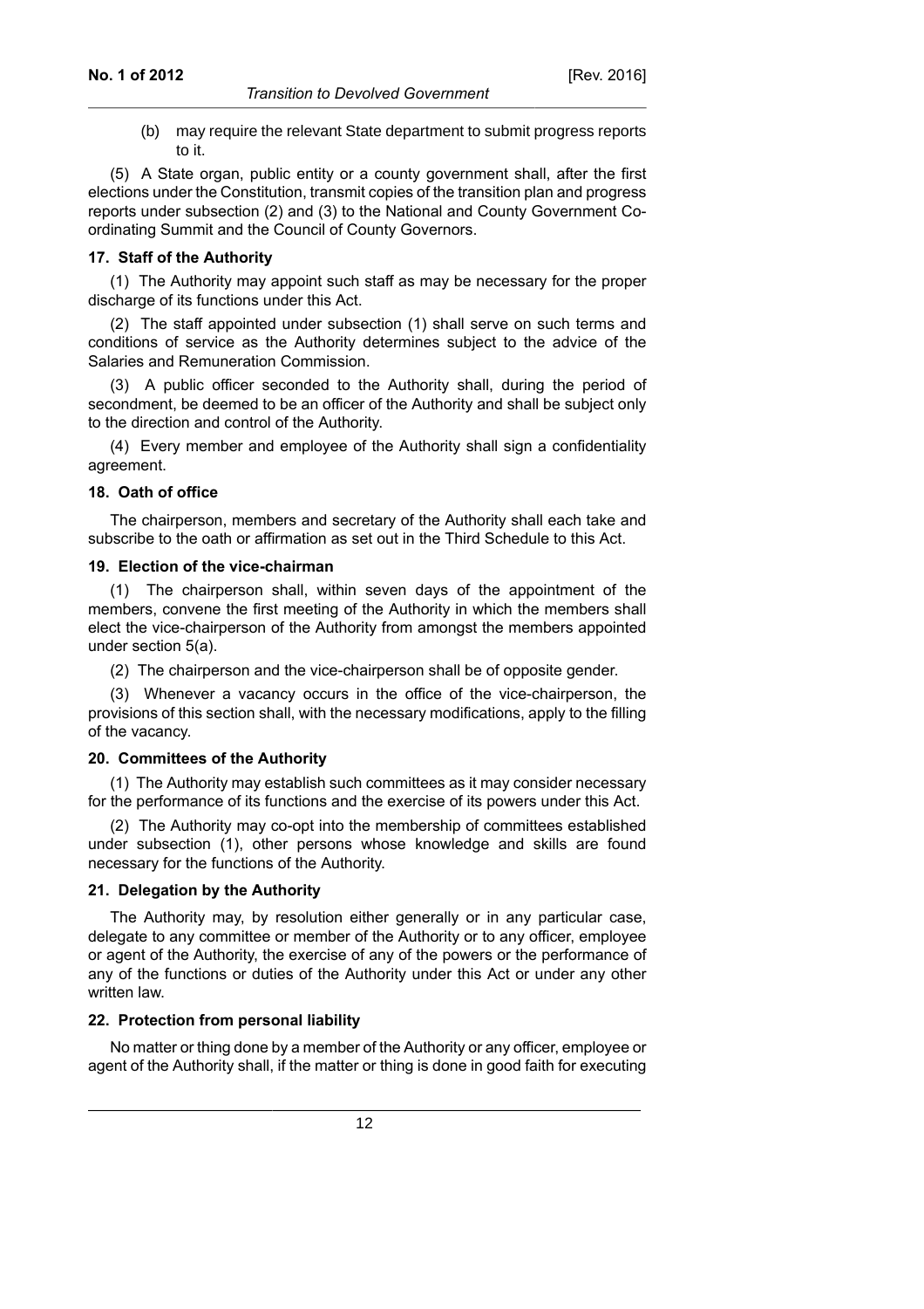(b) may require the relevant State department to submit progress reports to it.

(5) A State organ, public entity or a county government shall, after the first elections under the Constitution, transmit copies of the transition plan and progress reports under subsection (2) and (3) to the National and County Government Co-ordinating Summit and the Council of County Governors.

### 17. Staff of the Authority

(1) The Authority may appoint such staff as may be necessary for the proper discharge of its functions under this Act.

(2) The staff appointed under subsection (1) shall serve on such terms and conditions of service as the Authority determines subject to the advice of the Salaries and Remuneration Commission.

(3) A public officer seconded to the Authority shall, during the period of secondment, be deemed to be an officer of the Authority and shall be subject only to the direction and control of the Authority.

(4) Every member and employee of the Authority shall sign a confidentiality agreement.

### 18. Oath of office

The chairperson, members and secretary of the Authority shall each take and subscribe to the oath or affirmation as set out in the Third Schedule to this Act.

### 19. Election of the vice-chairman

(1) The chairperson shall, within seven days of the appointment of the members, convene the first meeting of the Authority in which the members shall elect the vice-chairperson of the Authority from amongst the members appointed under section 5(a).

(2) The chairperson and the vice-chairperson shall be of opposite gender.

(3) Whenever a vacancy occurs in the office of the vice-chairperson, the provisions of this section shall, with the necessary modifications, apply to the filling of the vacancy.

### 20. Committees of the Authority

(1) The Authority may establish such committees as it may consider necessary for the performance of its functions and the exercise of its powers under this Act.

(2) The Authority may co-opt into the membership of committees established under subsection (1), other persons whose knowledge and skills are found necessary for the functions of the Authority.

### 21. Delegation by the Authority

The Authority may, by resolution either generally or in any particular case, delegate to any committee or member of the Authority or to any officer, employee or agent of the Authority, the exercise of any of the powers or the performance of any of the functions or duties of the Authority under this Act or under any other written law.

### 22. Protection from personal liability

No matter or thing done by a member of the Authority or any officer, employee or agent of the Authority shall, if the matter or thing is done in good faith for executing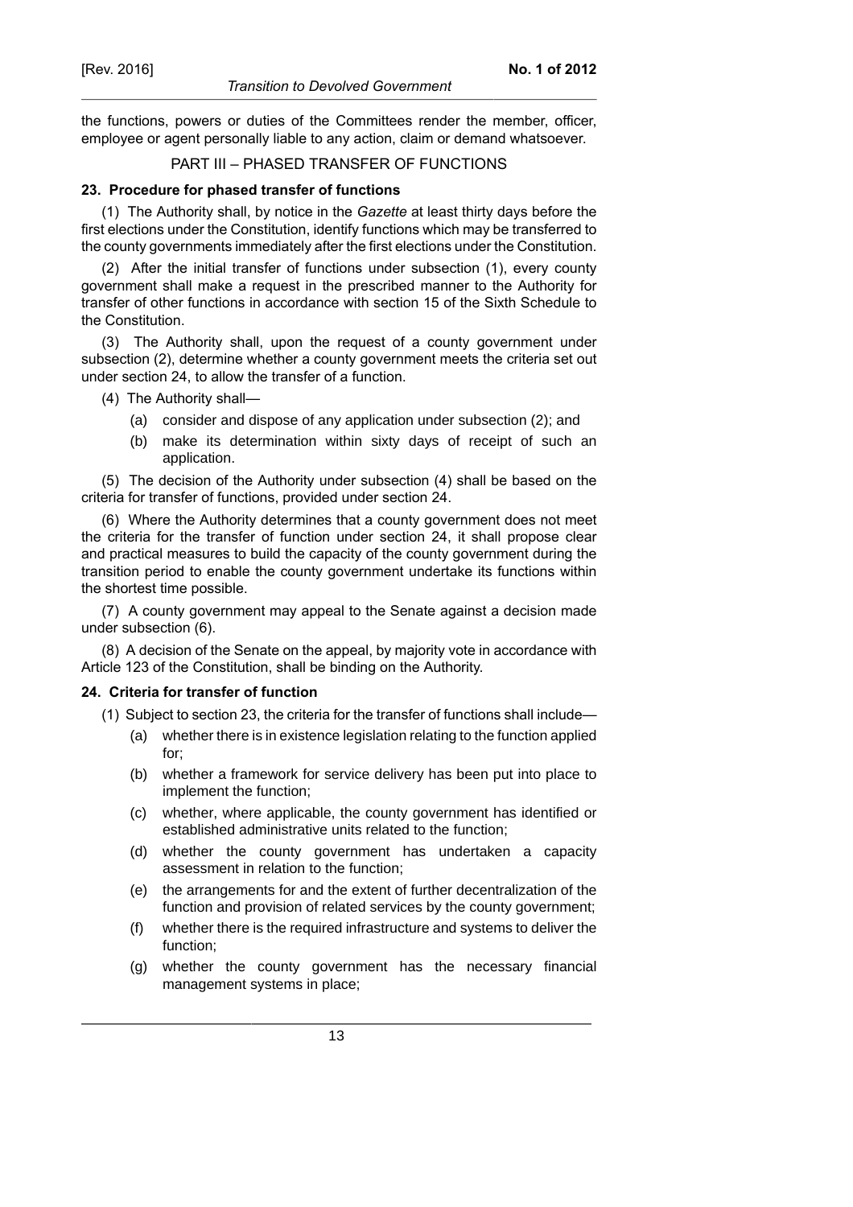the functions, powers or duties of the Committees render the member, officer, employee or agent personally liable to any action, claim or demand whatsoever.

## PART III – PHASED TRANSFER OF FUNCTIONS

### 23. Procedure for phased transfer of functions

(1) The Authority shall, by notice in the *Gazette* at least thirty days before the first elections under the Constitution, identify functions which may be transferred to the county governments immediately after the first elections under the Constitution.

(2) After the initial transfer of functions under subsection (1), every county government shall make a request in the prescribed manner to the Authority for transfer of other functions in accordance with section 15 of the Sixth Schedule to the Constitution.

(3) The Authority shall, upon the request of a county government under subsection (2), determine whether a county government meets the criteria set out under section 24, to allow the transfer of a function.

(4) The Authority shall—

- (a) consider and dispose of any application under subsection (2); and
- (b) make its determination within sixty days of receipt of such an application.

(5) The decision of the Authority under subsection (4) shall be based on the criteria for transfer of functions, provided under section 24.

(6) Where the Authority determines that a county government does not meet the criteria for the transfer of function under section 24, it shall propose clear and practical measures to build the capacity of the county government during the transition period to enable the county government undertake its functions within the shortest time possible.

(7) A county government may appeal to the Senate against a decision made under subsection (6).

(8) A decision of the Senate on the appeal, by majority vote in accordance with Article 123 of the Constitution, shall be binding on the Authority.

### 24. Criteria for transfer of function

(1) Subject to section 23, the criteria for the transfer of functions shall include—

- (a) whether there is in existence legislation relating to the function applied for;
- (b) whether a framework for service delivery has been put into place to implement the function;
- (c) whether, where applicable, the county government has identified or established administrative units related to the function;
- (d) whether the county government has undertaken a capacity assessment in relation to the function;
- (e) the arrangements for and the extent of further decentralization of the function and provision of related services by the county government;
- (f) whether there is the required infrastructure and systems to deliver the function;
- (g) whether the county government has the necessary financial management systems in place;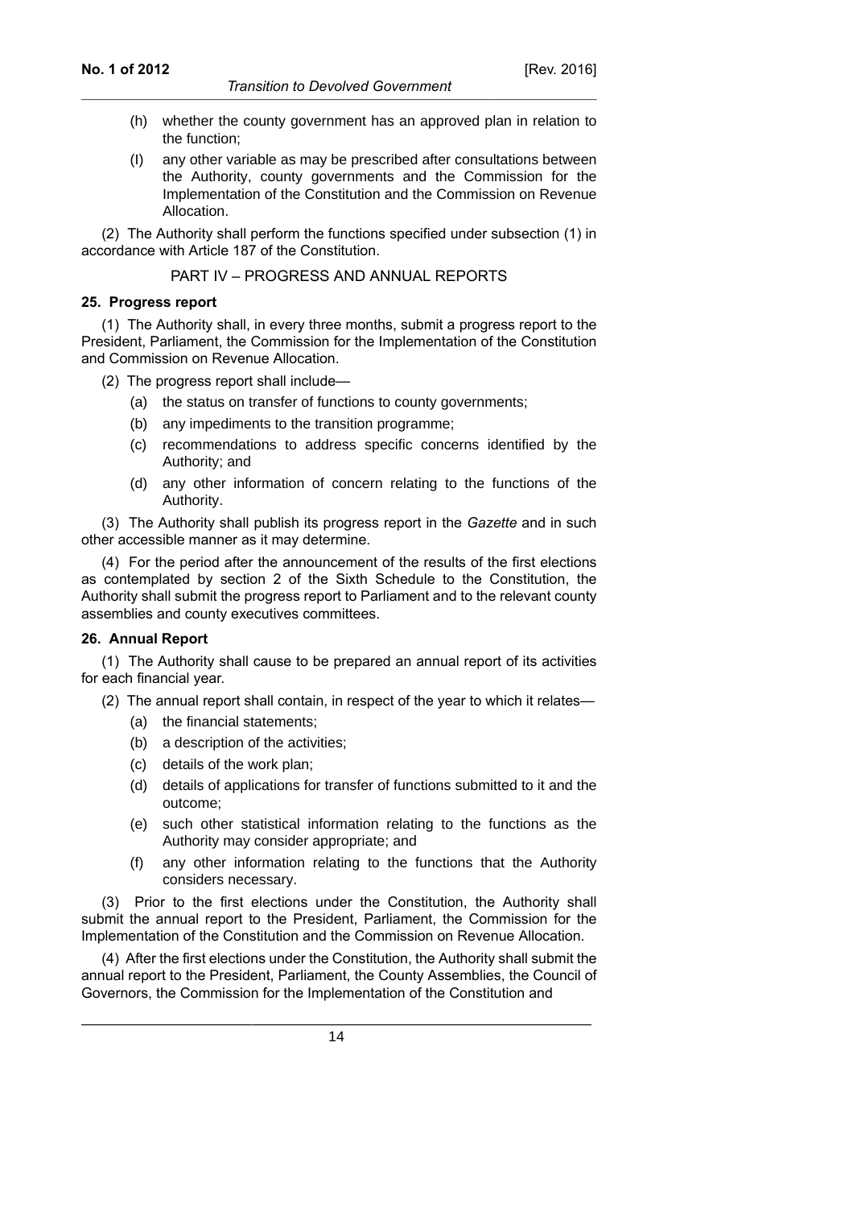(h) whether the county government has an approved plan in relation to the function;

(I) any other variable as may be prescribed after consultations between the Authority, county governments and the Commission for the Implementation of the Constitution and the Commission on Revenue Allocation.

(2) The Authority shall perform the functions specified under subsection (1) in accordance with Article 187 of the Constitution.

## PART IV – PROGRESS AND ANNUAL REPORTS

### 25. Progress report

(1) The Authority shall, in every three months, submit a progress report to the President, Parliament, the Commission for the Implementation of the Constitution and Commission on Revenue Allocation.

(2) The progress report shall include—

(a) the status on transfer of functions to county governments;

(b) any impediments to the transition programme;

(c) recommendations to address specific concerns identified by the Authority; and

(d) any other information of concern relating to the functions of the Authority.

(3) The Authority shall publish its progress report in the *Gazette* and in such other accessible manner as it may determine.

(4) For the period after the announcement of the results of the first elections as contemplated by section 2 of the Sixth Schedule to the Constitution, the Authority shall submit the progress report to Parliament and to the relevant county assemblies and county executives committees.

### 26. Annual Report

(1) The Authority shall cause to be prepared an annual report of its activities for each financial year.

(2) The annual report shall contain, in respect of the year to which it relates—

(a) the financial statements;

(b) a description of the activities;

(c) details of the work plan;

(d) details of applications for transfer of functions submitted to it and the outcome;

(e) such other statistical information relating to the functions as the Authority may consider appropriate; and

(f) any other information relating to the functions that the Authority considers necessary.

(3) Prior to the first elections under the Constitution, the Authority shall submit the annual report to the President, Parliament, the Commission for the Implementation of the Constitution and the Commission on Revenue Allocation.

(4) After the first elections under the Constitution, the Authority shall submit the annual report to the President, Parliament, the County Assemblies, the Council of Governors, the Commission for the Implementation of the Constitution and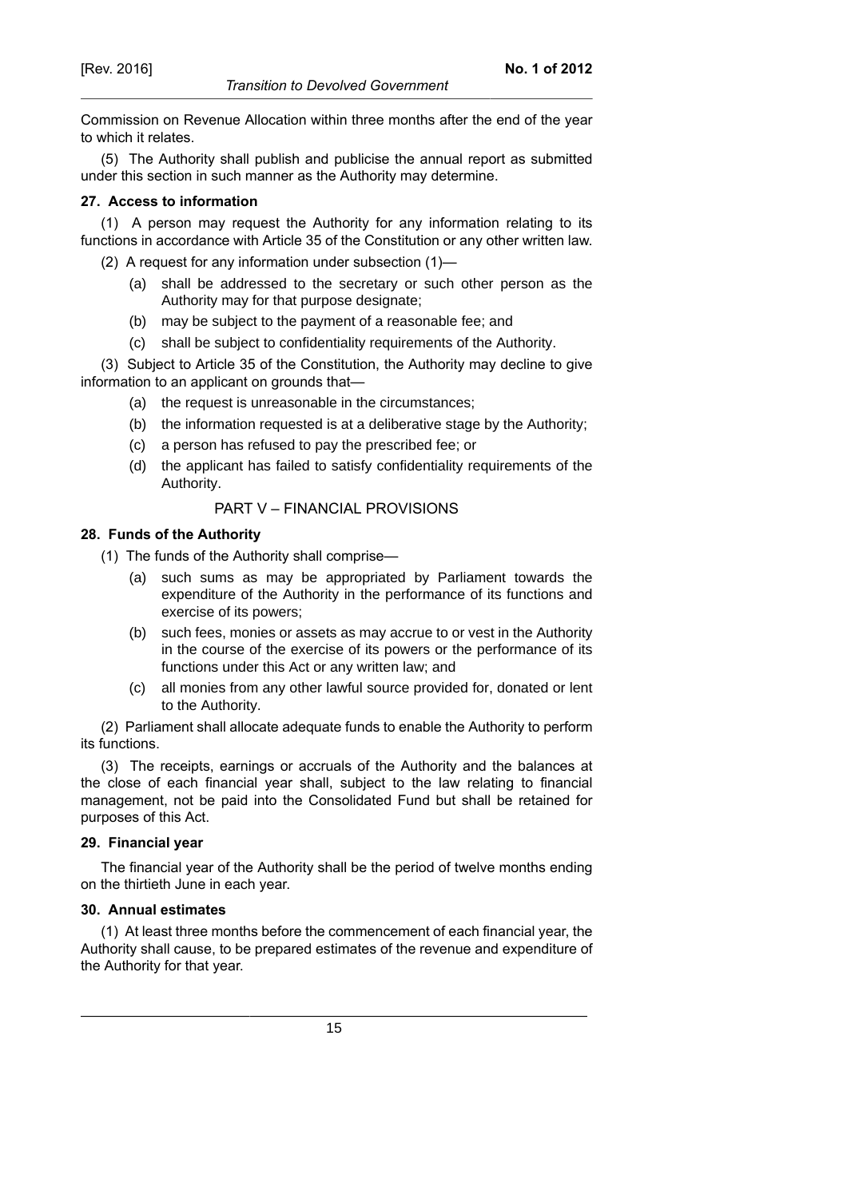Commission on Revenue Allocation within three months after the end of the year to which it relates.

(5) The Authority shall publish and publicise the annual report as submitted under this section in such manner as the Authority may determine.

**27. Access to information**

(1) A person may request the Authority for any information relating to its functions in accordance with Article 35 of the Constitution or any other written law.

(2) A request for any information under subsection (1)—

(a) shall be addressed to the secretary or such other person as the Authority may for that purpose designate;

(b) may be subject to the payment of a reasonable fee; and

(c) shall be subject to confidentiality requirements of the Authority.

(3) Subject to Article 35 of the Constitution, the Authority may decline to give information to an applicant on grounds that—

(a) the request is unreasonable in the circumstances;

(b) the information requested is at a deliberative stage by the Authority;

(c) a person has refused to pay the prescribed fee; or

(d) the applicant has failed to satisfy confidentiality requirements of the Authority.

## PART V – FINANCIAL PROVISIONS

**28. Funds of the Authority**

(1) The funds of the Authority shall comprise—

(a) such sums as may be appropriated by Parliament towards the expenditure of the Authority in the performance of its functions and exercise of its powers;

(b) such fees, monies or assets as may accrue to or vest in the Authority in the course of the exercise of its powers or the performance of its functions under this Act or any written law; and

(c) all monies from any other lawful source provided for, donated or lent to the Authority.

(2) Parliament shall allocate adequate funds to enable the Authority to perform its functions.

(3) The receipts, earnings or accruals of the Authority and the balances at the close of each financial year shall, subject to the law relating to financial management, not be paid into the Consolidated Fund but shall be retained for purposes of this Act.

**29. Financial year**

The financial year of the Authority shall be the period of twelve months ending on the thirtieth June in each year.

**30. Annual estimates**

(1) At least three months before the commencement of each financial year, the Authority shall cause, to be prepared estimates of the revenue and expenditure of the Authority for that year.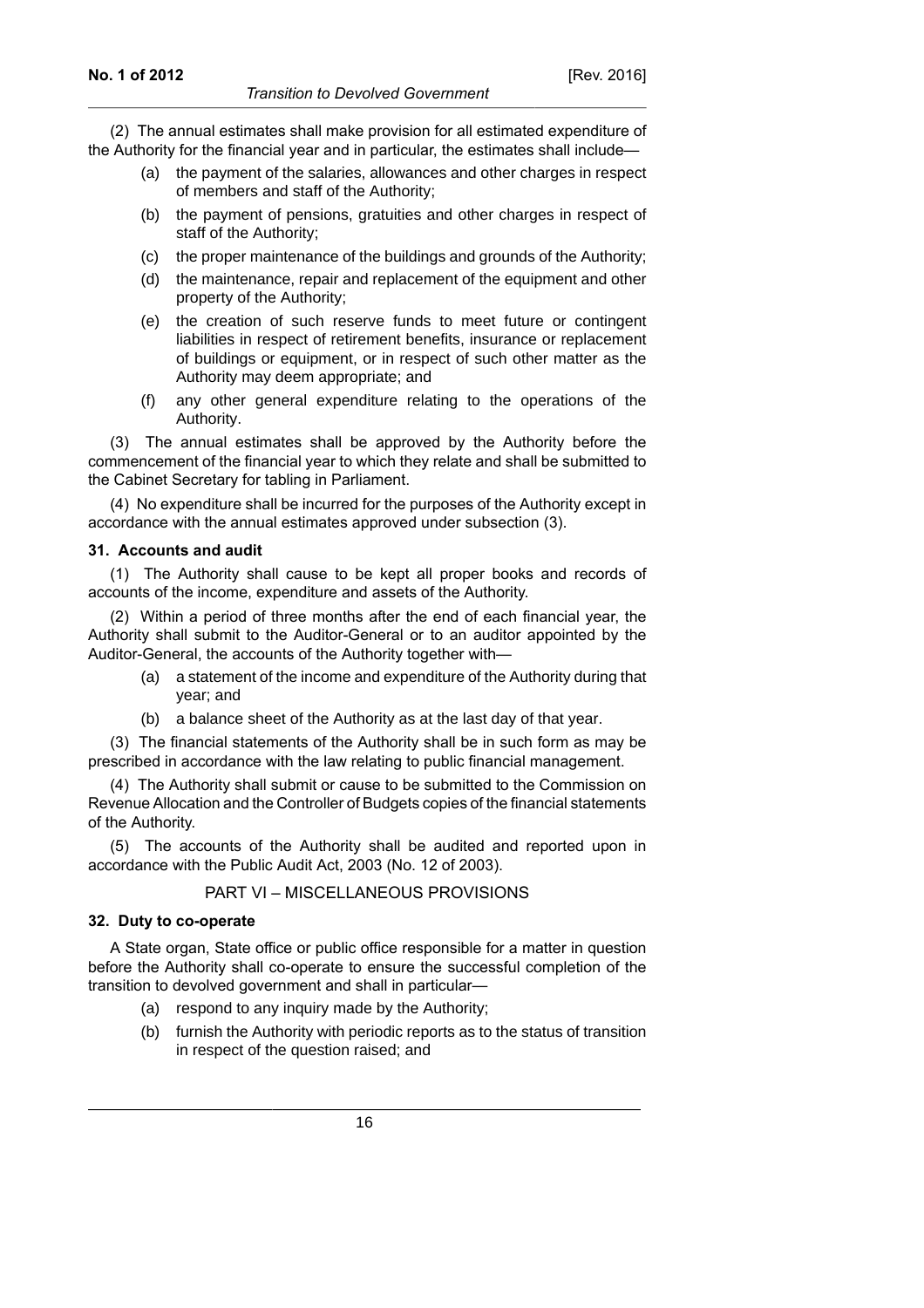(2) The annual estimates shall make provision for all estimated expenditure of the Authority for the financial year and in particular, the estimates shall include—

(a) the payment of the salaries, allowances and other charges in respect of members and staff of the Authority;

(b) the payment of pensions, gratuities and other charges in respect of staff of the Authority;

(c) the proper maintenance of the buildings and grounds of the Authority;

(d) the maintenance, repair and replacement of the equipment and other property of the Authority;

(e) the creation of such reserve funds to meet future or contingent liabilities in respect of retirement benefits, insurance or replacement of buildings or equipment, or in respect of such other matter as the Authority may deem appropriate; and

(f) any other general expenditure relating to the operations of the Authority.

(3) The annual estimates shall be approved by the Authority before the commencement of the financial year to which they relate and shall be submitted to the Cabinet Secretary for tabling in Parliament.

(4) No expenditure shall be incurred for the purposes of the Authority except in accordance with the annual estimates approved under subsection (3).

**31. Accounts and audit**

(1) The Authority shall cause to be kept all proper books and records of accounts of the income, expenditure and assets of the Authority.

(2) Within a period of three months after the end of each financial year, the Authority shall submit to the Auditor-General or to an auditor appointed by the Auditor-General, the accounts of the Authority together with—

(a) a statement of the income and expenditure of the Authority during that year; and

(b) a balance sheet of the Authority as at the last day of that year.

(3) The financial statements of the Authority shall be in such form as may be prescribed in accordance with the law relating to public financial management.

(4) The Authority shall submit or cause to be submitted to the Commission on Revenue Allocation and the Controller of Budgets copies of the financial statements of the Authority.

(5) The accounts of the Authority shall be audited and reported upon in accordance with the Public Audit Act, 2003 (No. 12 of 2003).

## PART VI – MISCELLANEOUS PROVISIONS

**32. Duty to co-operate**

A State organ, State office or public office responsible for a matter in question before the Authority shall co-operate to ensure the successful completion of the transition to devolved government and shall in particular—

(a) respond to any inquiry made by the Authority;

(b) furnish the Authority with periodic reports as to the status of transition in respect of the question raised; and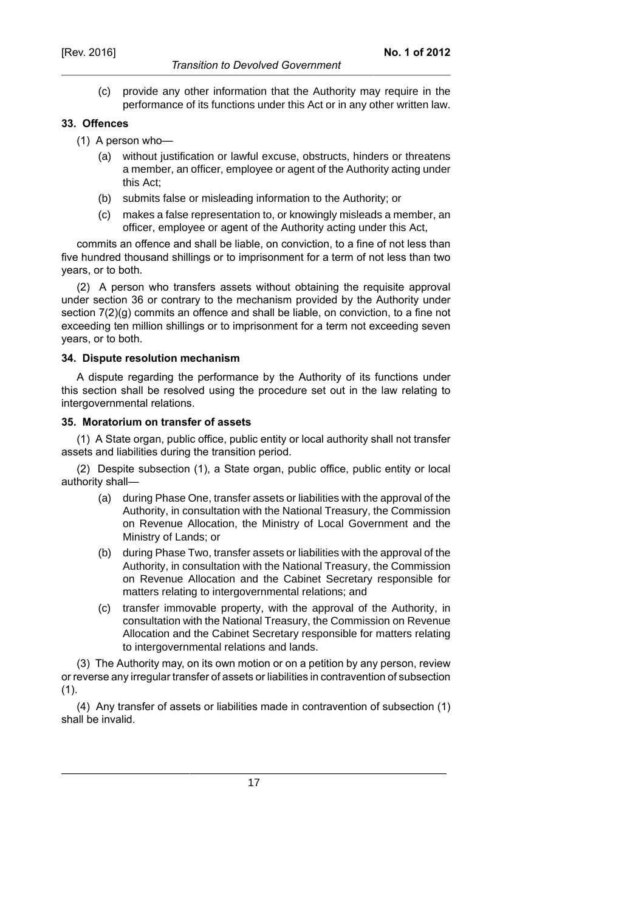(c) provide any other information that the Authority may require in the performance of its functions under this Act or in any other written law.

### 33. Offences

(1) A person who—

(a) without justification or lawful excuse, obstructs, hinders or threatens a member, an officer, employee or agent of the Authority acting under this Act;

(b) submits false or misleading information to the Authority; or

(c) makes a false representation to, or knowingly misleads a member, an officer, employee or agent of the Authority acting under this Act,

commits an offence and shall be liable, on conviction, to a fine of not less than five hundred thousand shillings or to imprisonment for a term of not less than two years, or to both.

(2) A person who transfers assets without obtaining the requisite approval under section 36 or contrary to the mechanism provided by the Authority under section 7(2)(g) commits an offence and shall be liable, on conviction, to a fine not exceeding ten million shillings or to imprisonment for a term not exceeding seven years, or to both.

### 34. Dispute resolution mechanism

A dispute regarding the performance by the Authority of its functions under this section shall be resolved using the procedure set out in the law relating to intergovernmental relations.

### 35. Moratorium on transfer of assets

(1) A State organ, public office, public entity or local authority shall not transfer assets and liabilities during the transition period.

(2) Despite subsection (1), a State organ, public office, public entity or local authority shall—

(a) during Phase One, transfer assets or liabilities with the approval of the Authority, in consultation with the National Treasury, the Commission on Revenue Allocation, the Ministry of Local Government and the Ministry of Lands; or

(b) during Phase Two, transfer assets or liabilities with the approval of the Authority, in consultation with the National Treasury, the Commission on Revenue Allocation and the Cabinet Secretary responsible for matters relating to intergovernmental relations; and

(c) transfer immovable property, with the approval of the Authority, in consultation with the National Treasury, the Commission on Revenue Allocation and the Cabinet Secretary responsible for matters relating to intergovernmental relations and lands.

(3) The Authority may, on its own motion or on a petition by any person, review or reverse any irregular transfer of assets or liabilities in contravention of subsection (1).

(4) Any transfer of assets or liabilities made in contravention of subsection (1) shall be invalid.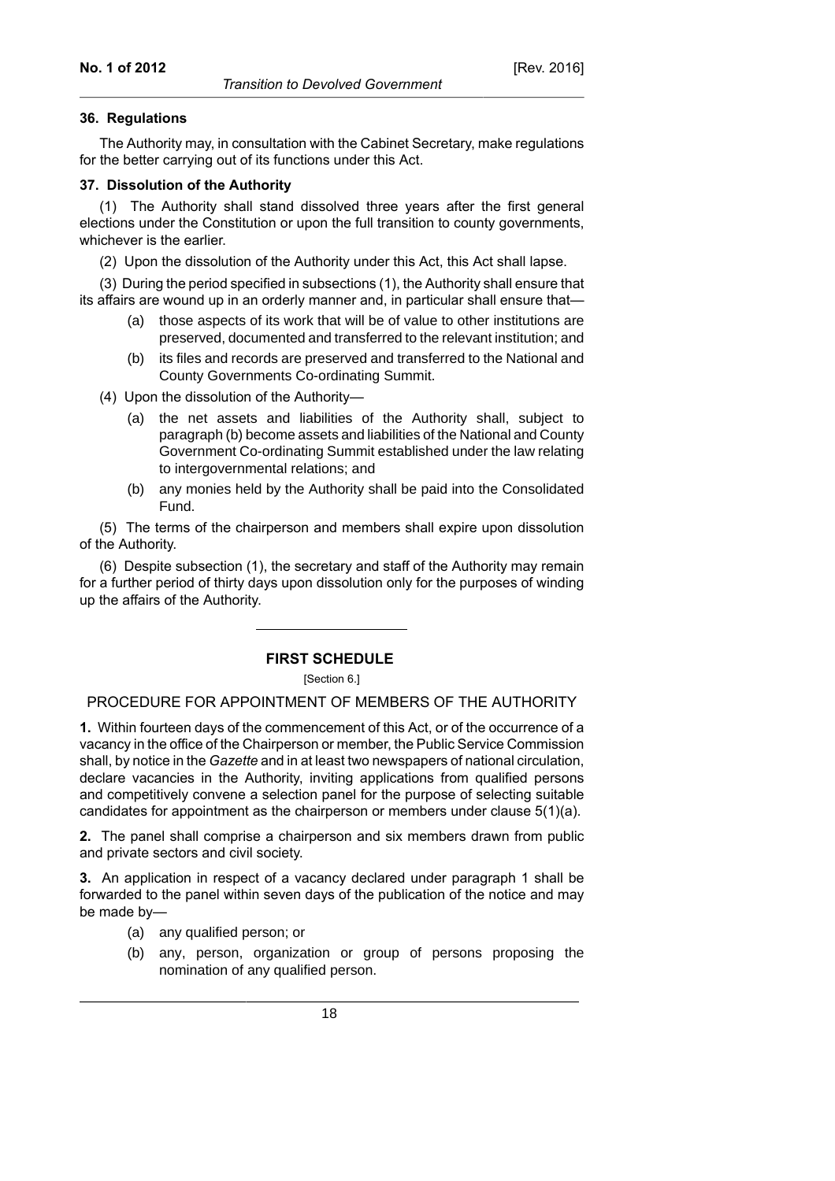### 36. Regulations

The Authority may, in consultation with the Cabinet Secretary, make regulations for the better carrying out of its functions under this Act.

### 37. Dissolution of the Authority

(1) The Authority shall stand dissolved three years after the first general elections under the Constitution or upon the full transition to county governments, whichever is the earlier.

(2) Upon the dissolution of the Authority under this Act, this Act shall lapse.

(3) During the period specified in subsections (1), the Authority shall ensure that its affairs are wound up in an orderly manner and, in particular shall ensure that—

- (a) those aspects of its work that will be of value to other institutions are preserved, documented and transferred to the relevant institution; and
- (b) its files and records are preserved and transferred to the National and County Governments Co-ordinating Summit.

(4) Upon the dissolution of the Authority—

- (a) the net assets and liabilities of the Authority shall, subject to paragraph (b) become assets and liabilities of the National and County Government Co-ordinating Summit established under the law relating to intergovernmental relations; and
- (b) any monies held by the Authority shall be paid into the Consolidated Fund.

(5) The terms of the chairperson and members shall expire upon dissolution of the Authority.

(6) Despite subsection (1), the secretary and staff of the Authority may remain for a further period of thirty days upon dissolution only for the purposes of winding up the affairs of the Authority.

---

## FIRST SCHEDULE

[Section 6.]

PROCEDURE FOR APPOINTMENT OF MEMBERS OF THE AUTHORITY

**1.** Within fourteen days of the commencement of this Act, or of the occurrence of a vacancy in the office of the Chairperson or member, the Public Service Commission shall, by notice in the *Gazette* and in at least two newspapers of national circulation, declare vacancies in the Authority, inviting applications from qualified persons and competitively convene a selection panel for the purpose of selecting suitable candidates for appointment as the chairperson or members under clause 5(1)(a).

**2.** The panel shall comprise a chairperson and six members drawn from public and private sectors and civil society.

**3.** An application in respect of a vacancy declared under paragraph 1 shall be forwarded to the panel within seven days of the publication of the notice and may be made by—

- (a) any qualified person; or
- (b) any, person, organization or group of persons proposing the nomination of any qualified person.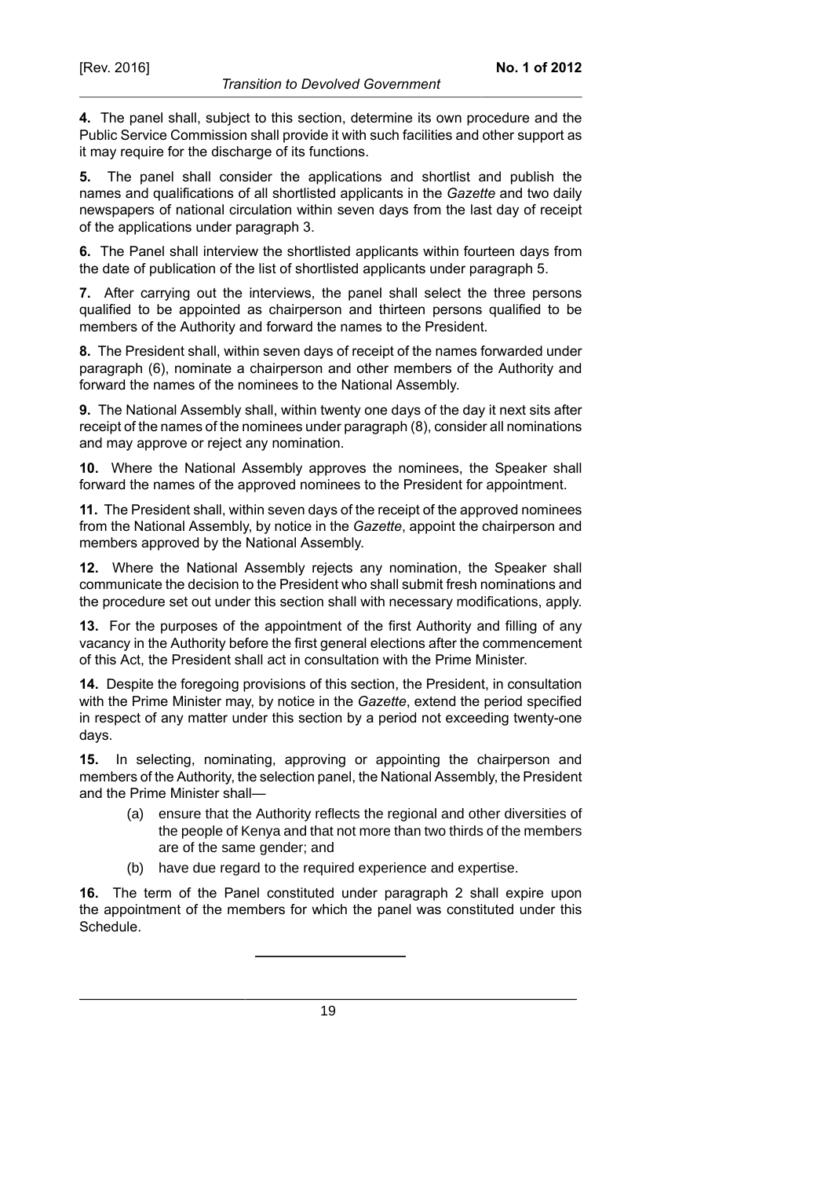**4.** The panel shall, subject to this section, determine its own procedure and the Public Service Commission shall provide it with such facilities and other support as it may require for the discharge of its functions.

**5.** The panel shall consider the applications and shortlist and publish the names and qualifications of all shortlisted applicants in the *Gazette* and two daily newspapers of national circulation within seven days from the last day of receipt of the applications under paragraph 3.

**6.** The Panel shall interview the shortlisted applicants within fourteen days from the date of publication of the list of shortlisted applicants under paragraph 5.

**7.** After carrying out the interviews, the panel shall select the three persons qualified to be appointed as chairperson and thirteen persons qualified to be members of the Authority and forward the names to the President.

**8.** The President shall, within seven days of receipt of the names forwarded under paragraph (6), nominate a chairperson and other members of the Authority and forward the names of the nominees to the National Assembly.

**9.** The National Assembly shall, within twenty one days of the day it next sits after receipt of the names of the nominees under paragraph (8), consider all nominations and may approve or reject any nomination.

**10.** Where the National Assembly approves the nominees, the Speaker shall forward the names of the approved nominees to the President for appointment.

**11.** The President shall, within seven days of the receipt of the approved nominees from the National Assembly, by notice in the *Gazette*, appoint the chairperson and members approved by the National Assembly.

**12.** Where the National Assembly rejects any nomination, the Speaker shall communicate the decision to the President who shall submit fresh nominations and the procedure set out under this section shall with necessary modifications, apply.

**13.** For the purposes of the appointment of the first Authority and filling of any vacancy in the Authority before the first general elections after the commencement of this Act, the President shall act in consultation with the Prime Minister.

**14.** Despite the foregoing provisions of this section, the President, in consultation with the Prime Minister may, by notice in the *Gazette*, extend the period specified in respect of any matter under this section by a period not exceeding twenty-one days.

**15.** In selecting, nominating, approving or appointing the chairperson and members of the Authority, the selection panel, the National Assembly, the President and the Prime Minister shall—

- (a) ensure that the Authority reflects the regional and other diversities of the people of Kenya and that not more than two thirds of the members are of the same gender; and
- (b) have due regard to the required experience and expertise.

**16.** The term of the Panel constituted under paragraph 2 shall expire upon the appointment of the members for which the panel was constituted under this Schedule.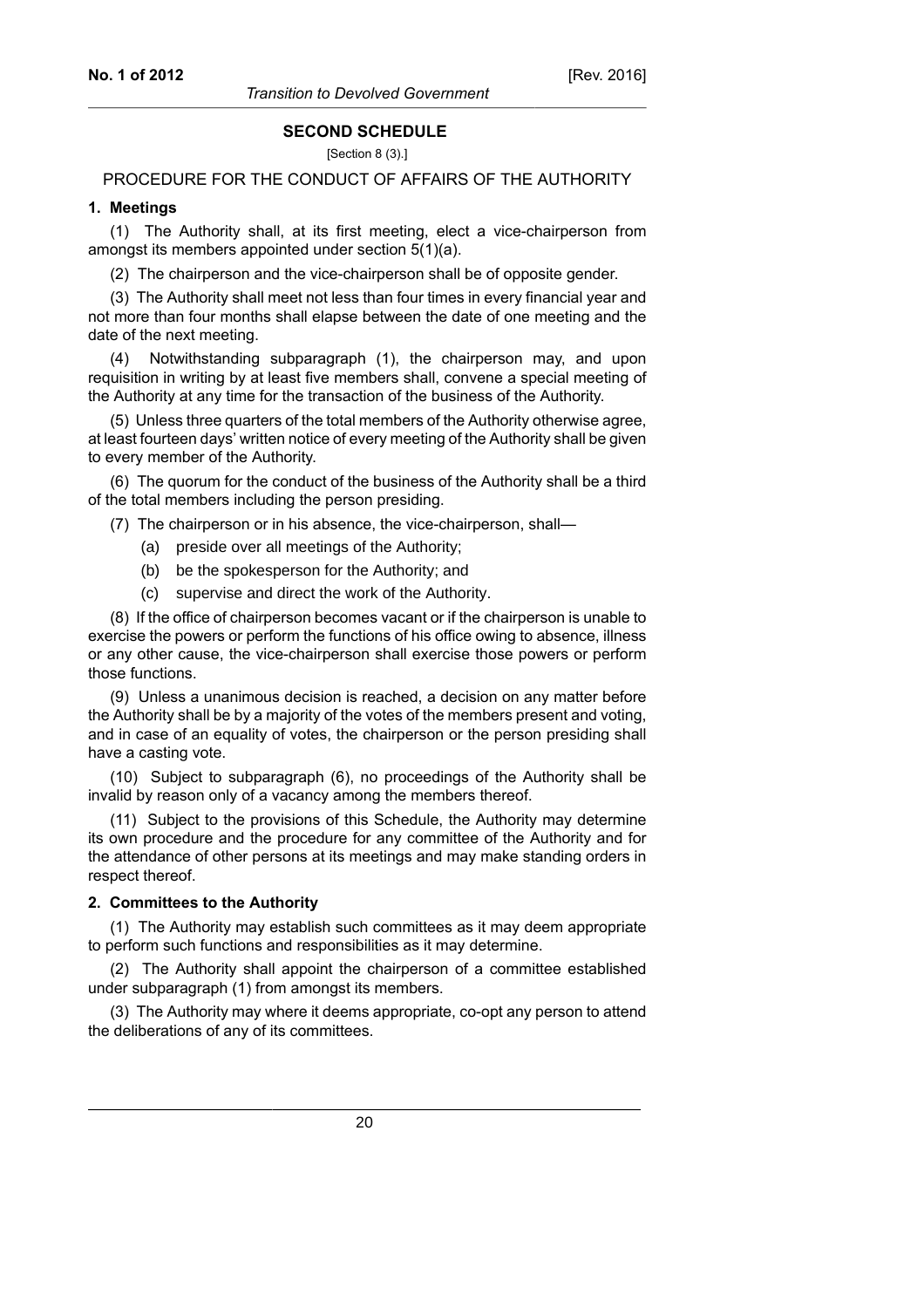## SECOND SCHEDULE

[Section 8 (3).]

PROCEDURE FOR THE CONDUCT OF AFFAIRS OF THE AUTHORITY

### 1. Meetings

(1) The Authority shall, at its first meeting, elect a vice-chairperson from amongst its members appointed under section 5(1)(a).

(2) The chairperson and the vice-chairperson shall be of opposite gender.

(3) The Authority shall meet not less than four times in every financial year and not more than four months shall elapse between the date of one meeting and the date of the next meeting.

(4) Notwithstanding subparagraph (1), the chairperson may, and upon requisition in writing by at least five members shall, convene a special meeting of the Authority at any time for the transaction of the business of the Authority.

(5) Unless three quarters of the total members of the Authority otherwise agree, at least fourteen days' written notice of every meeting of the Authority shall be given to every member of the Authority.

(6) The quorum for the conduct of the business of the Authority shall be a third of the total members including the person presiding.

(7) The chairperson or in his absence, the vice-chairperson, shall—

- (a) preside over all meetings of the Authority;
- (b) be the spokesperson for the Authority; and
- (c) supervise and direct the work of the Authority.

(8) If the office of chairperson becomes vacant or if the chairperson is unable to exercise the powers or perform the functions of his office owing to absence, illness or any other cause, the vice-chairperson shall exercise those powers or perform those functions.

(9) Unless a unanimous decision is reached, a decision on any matter before the Authority shall be by a majority of the votes of the members present and voting, and in case of an equality of votes, the chairperson or the person presiding shall have a casting vote.

(10) Subject to subparagraph (6), no proceedings of the Authority shall be invalid by reason only of a vacancy among the members thereof.

(11) Subject to the provisions of this Schedule, the Authority may determine its own procedure and the procedure for any committee of the Authority and for the attendance of other persons at its meetings and may make standing orders in respect thereof.

### 2. Committees to the Authority

(1) The Authority may establish such committees as it may deem appropriate to perform such functions and responsibilities as it may determine.

(2) The Authority shall appoint the chairperson of a committee established under subparagraph (1) from amongst its members.

(3) The Authority may where it deems appropriate, co-opt any person to attend the deliberations of any of its committees.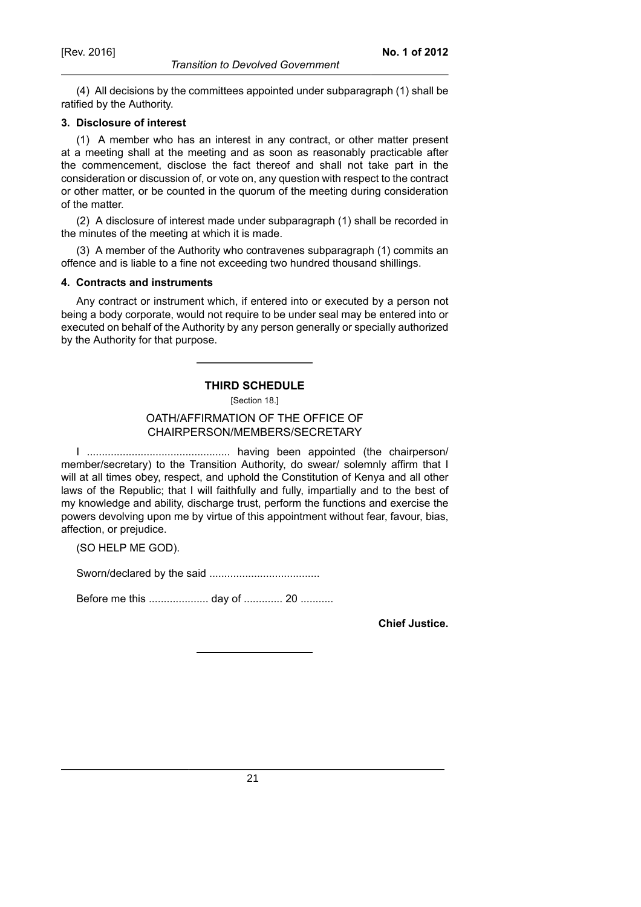(4) All decisions by the committees appointed under subparagraph (1) shall be ratified by the Authority.

**3. Disclosure of interest**

(1) A member who has an interest in any contract, or other matter present at a meeting shall at the meeting and as soon as reasonably practicable after the commencement, disclose the fact thereof and shall not take part in the consideration or discussion of, or vote on, any question with respect to the contract or other matter, or be counted in the quorum of the meeting during consideration of the matter.

(2) A disclosure of interest made under subparagraph (1) shall be recorded in the minutes of the meeting at which it is made.

(3) A member of the Authority who contravenes subparagraph (1) commits an offence and is liable to a fine not exceeding two hundred thousand shillings.

**4. Contracts and instruments**

Any contract or instrument which, if entered into or executed by a person not being a body corporate, would not require to be under seal may be entered into or executed on behalf of the Authority by any person generally or specially authorized by the Authority for that purpose.

---

## THIRD SCHEDULE

[Section 18.]

OATH/AFFIRMATION OF THE OFFICE OF CHAIRPERSON/MEMBERS/SECRETARY

I ................................................ having been appointed (the chairperson/ member/secretary) to the Transition Authority, do swear/ solemnly affirm that I will at all times obey, respect, and uphold the Constitution of Kenya and all other laws of the Republic; that I will faithfully and fully, impartially and to the best of my knowledge and ability, discharge trust, perform the functions and exercise the powers devolving upon me by virtue of this appointment without fear, favour, bias, affection, or prejudice.

(SO HELP ME GOD).

Sworn/declared by the said ....................................

Before me this .................... day of ............. 20 ...........

**Chief Justice.**

---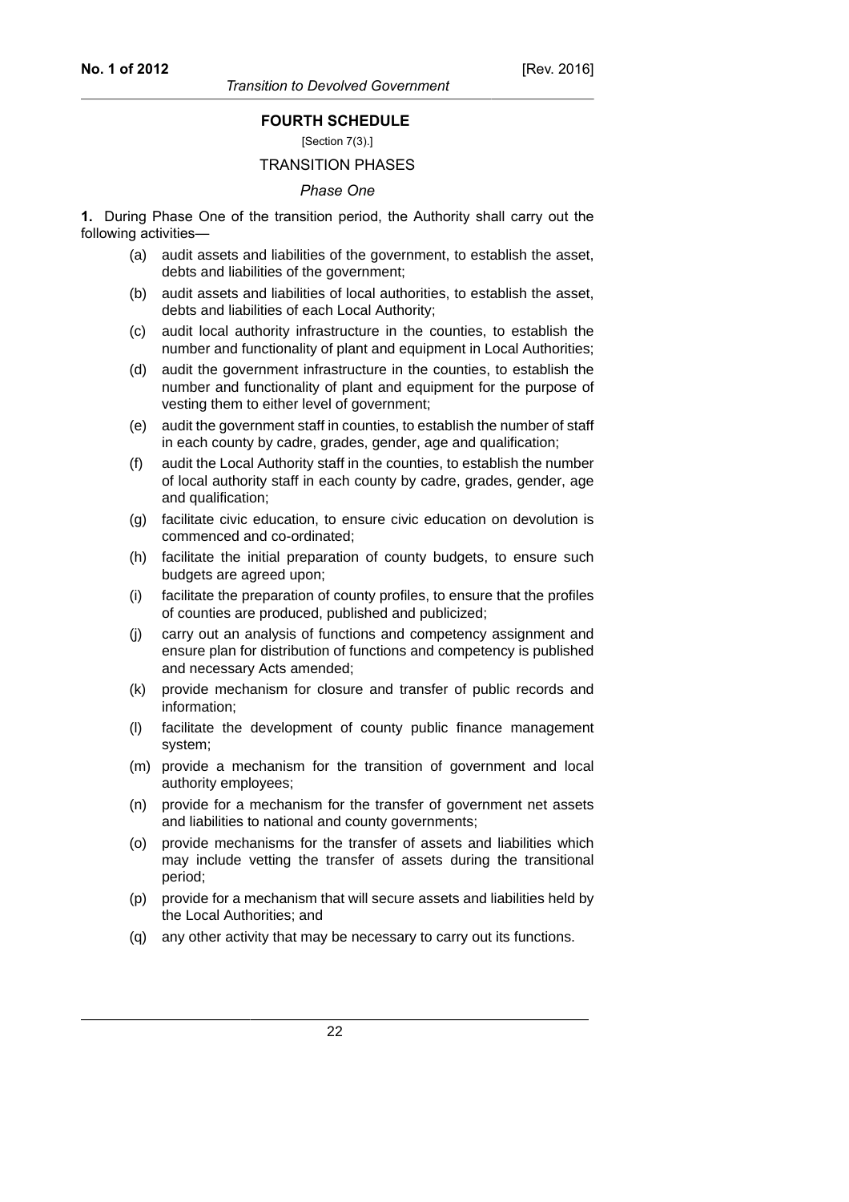## FOURTH SCHEDULE

[Section 7(3).]

### TRANSITION PHASES

*Phase One*

**1.** During Phase One of the transition period, the Authority shall carry out the following activities—

(a) audit assets and liabilities of the government, to establish the asset, debts and liabilities of the government;

(b) audit assets and liabilities of local authorities, to establish the asset, debts and liabilities of each Local Authority;

(c) audit local authority infrastructure in the counties, to establish the number and functionality of plant and equipment in Local Authorities;

(d) audit the government infrastructure in the counties, to establish the number and functionality of plant and equipment for the purpose of vesting them to either level of government;

(e) audit the government staff in counties, to establish the number of staff in each county by cadre, grades, gender, age and qualification;

(f) audit the Local Authority staff in the counties, to establish the number of local authority staff in each county by cadre, grades, gender, age and qualification;

(g) facilitate civic education, to ensure civic education on devolution is commenced and co-ordinated;

(h) facilitate the initial preparation of county budgets, to ensure such budgets are agreed upon;

(i) facilitate the preparation of county profiles, to ensure that the profiles of counties are produced, published and publicized;

(j) carry out an analysis of functions and competency assignment and ensure plan for distribution of functions and competency is published and necessary Acts amended;

(k) provide mechanism for closure and transfer of public records and information;

(l) facilitate the development of county public finance management system;

(m) provide a mechanism for the transition of government and local authority employees;

(n) provide for a mechanism for the transfer of government net assets and liabilities to national and county governments;

(o) provide mechanisms for the transfer of assets and liabilities which may include vetting the transfer of assets during the transitional period;

(p) provide for a mechanism that will secure assets and liabilities held by the Local Authorities; and

(q) any other activity that may be necessary to carry out its functions.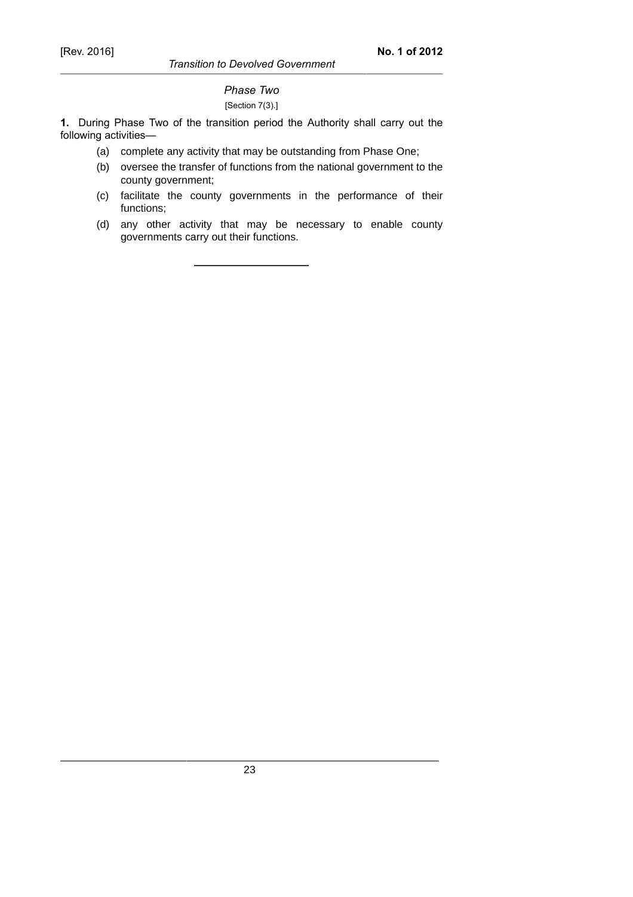*Phase Two*

[Section 7(3).]

**1.** During Phase Two of the transition period the Authority shall carry out the following activities—

(a) complete any activity that may be outstanding from Phase One;

(b) oversee the transfer of functions from the national government to the county government;

(c) facilitate the county governments in the performance of their functions;

(d) any other activity that may be necessary to enable county governments carry out their functions.